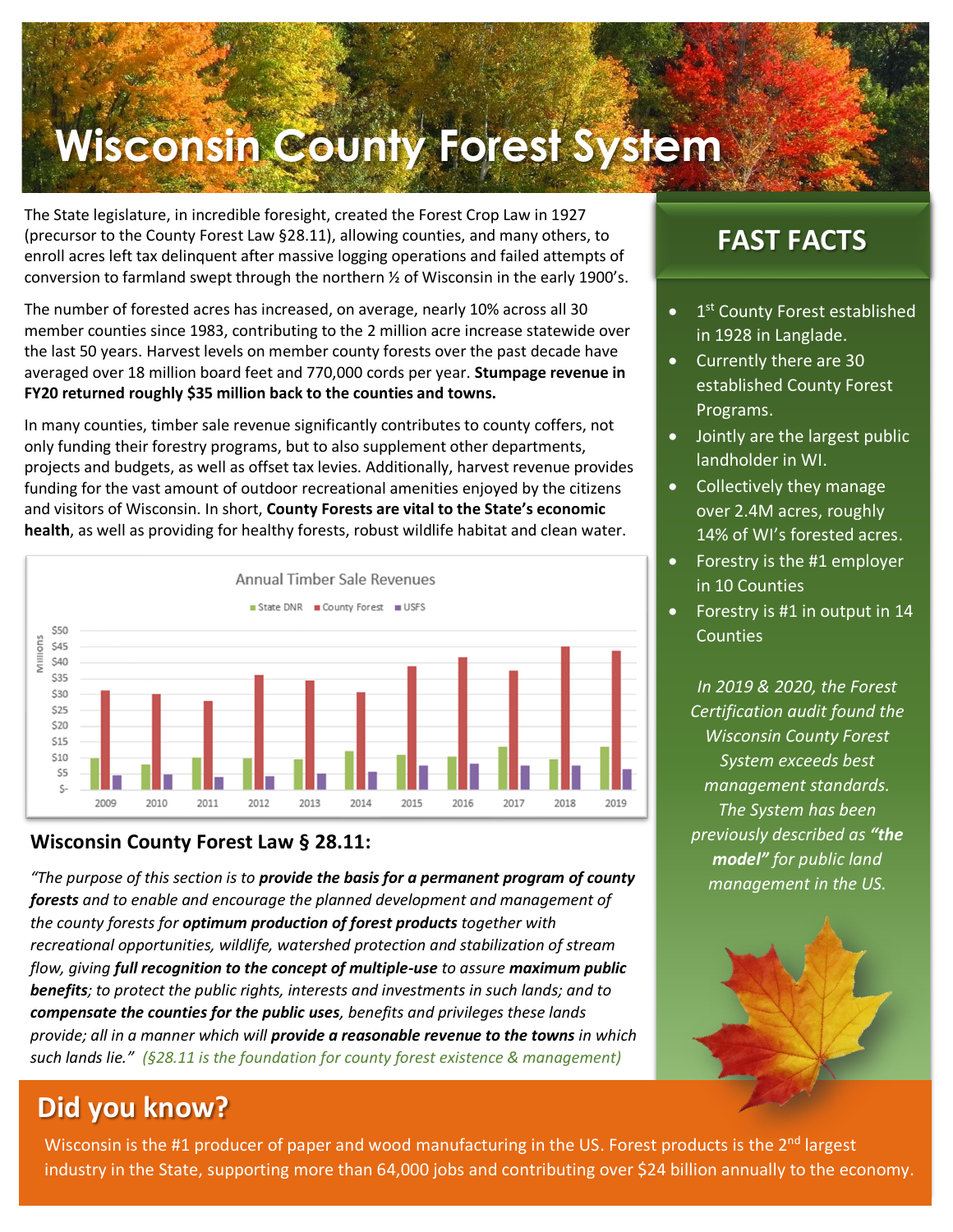# Wisconsin County Forest System

The State legislature, in incredible foresight, created the Forest Crop Law in 1927 (precursor to the County Forest Law §28.11), allowing counties, and many others, to enroll acres left tax delinquent after massive logging operations and failed attempts of conversion to farmland swept through the northern ½ of Wisconsin in the early 1900's.

The number of forested acres has increased, on average, nearly 10% across all 30 member counties since 1983, contributing to the 2 million acre increase statewide over the last 50 years. Harvest levels on member county forests over the past decade have averaged over 18 million board feet and 770,000 cords per year. **Stumpage revenue in FY20 returned roughly $35 million back to the counties and towns.**

In many counties, timber sale revenue significantly contributes to county coffers, not only funding their forestry programs, but to also supplement other departments, projects and budgets, as well as offset tax levies. Additionally, harvest revenue provides funding for the vast amount of outdoor recreational amenities enjoyed by the citizens and visitors of Wisconsin. In short, **County Forests are vital to the State's economic health**, as well as providing for healthy forests, robust wildlife habitat and clean water.

Annual Timber Sale Revenues

State DNR, County Forest, USFS (Millions)

| Year | 2009 | 2010 | 2011 | 2012 | 2013 | 2014 | 2015 | 2016 | 2017 | 2018 | 2019 |
|---|---|---|---|---|---|---|---|---|---|---|---|

## Wisconsin County Forest Law § 28.11:

*"The purpose of this section is to **provide the basis for a permanent program of county forests** and to enable and encourage the planned development and management of the county forests for **optimum production of forest products** together with recreational opportunities, wildlife, watershed protection and stabilization of stream flow, giving **full recognition to the concept of multiple-use** to assure **maximum public benefits**; to protect the public rights, interests and investments in such lands; and to **compensate the counties for the public uses**, benefits and privileges these lands provide; all in a manner which will **provide a reasonable revenue to the towns** in which such lands lie."* *(§28.11 is the foundation for county forest existence & management)*

## FAST FACTS

- 1st County Forest established in 1928 in Langlade.
- Currently there are 30 established County Forest Programs.
- Jointly are the largest public landholder in WI.
- Collectively they manage over 2.4M acres, roughly 14% of WI's forested acres.
- Forestry is the #1 employer in 10 Counties
- Forestry is #1 in output in 14 Counties

*In 2019 & 2020, the Forest Certification audit found the Wisconsin County Forest System exceeds best management standards. The System has been previously described as **"the model"** for public land management in the US.*

## Did you know?

Wisconsin is the #1 producer of paper and wood manufacturing in the US. Forest products is the 2nd largest industry in the State, supporting more than 64,000 jobs and contributing over $24 billion annually to the economy.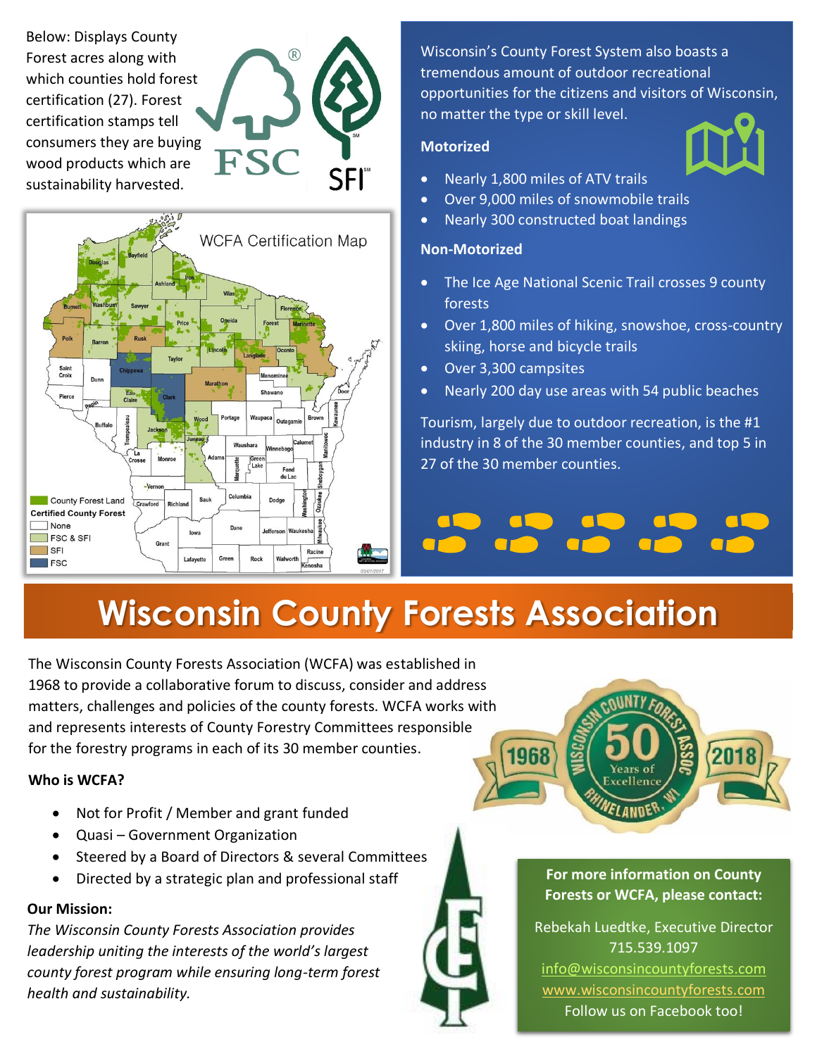Below: Displays County Forest acres along with which counties hold forest certification (27). Forest certification stamps tell consumers they are buying wood products which are sustainability harvested.

WCFA Certification Map

County Forest Land

Certified County Forest

None

FSC & SFI

SFI

FSC

Wisconsin's County Forest System also boasts a tremendous amount of outdoor recreational opportunities for the citizens and visitors of Wisconsin, no matter the type or skill level.

**Motorized**

- Nearly 1,800 miles of ATV trails
- Over 9,000 miles of snowmobile trails
- Nearly 300 constructed boat landings

**Non-Motorized**

- The Ice Age National Scenic Trail crosses 9 county forests
- Over 1,800 miles of hiking, snowshoe, cross-country skiing, horse and bicycle trails
- Over 3,300 campsites
- Nearly 200 day use areas with 54 public beaches

Tourism, largely due to outdoor recreation, is the #1 industry in 8 of the 30 member counties, and top 5 in 27 of the 30 member counties.

# Wisconsin County Forests Association

The Wisconsin County Forests Association (WCFA) was established in 1968 to provide a collaborative forum to discuss, consider and address matters, challenges and policies of the county forests. WCFA works with and represents interests of County Forestry Committees responsible for the forestry programs in each of its 30 member counties.

**Who is WCFA?**

- Not for Profit / Member and grant funded
- Quasi – Government Organization
- Steered by a Board of Directors & several Committees
- Directed by a strategic plan and professional staff

**Our Mission:**

*The Wisconsin County Forests Association provides leadership uniting the interests of the world's largest county forest program while ensuring long-term forest health and sustainability.*

**For more information on County Forests or WCFA, please contact:**

Rebekah Luedtke, Executive Director
715.539.1097
info@wisconsincountyforests.com
www.wisconsincountyforests.com
Follow us on Facebook too!